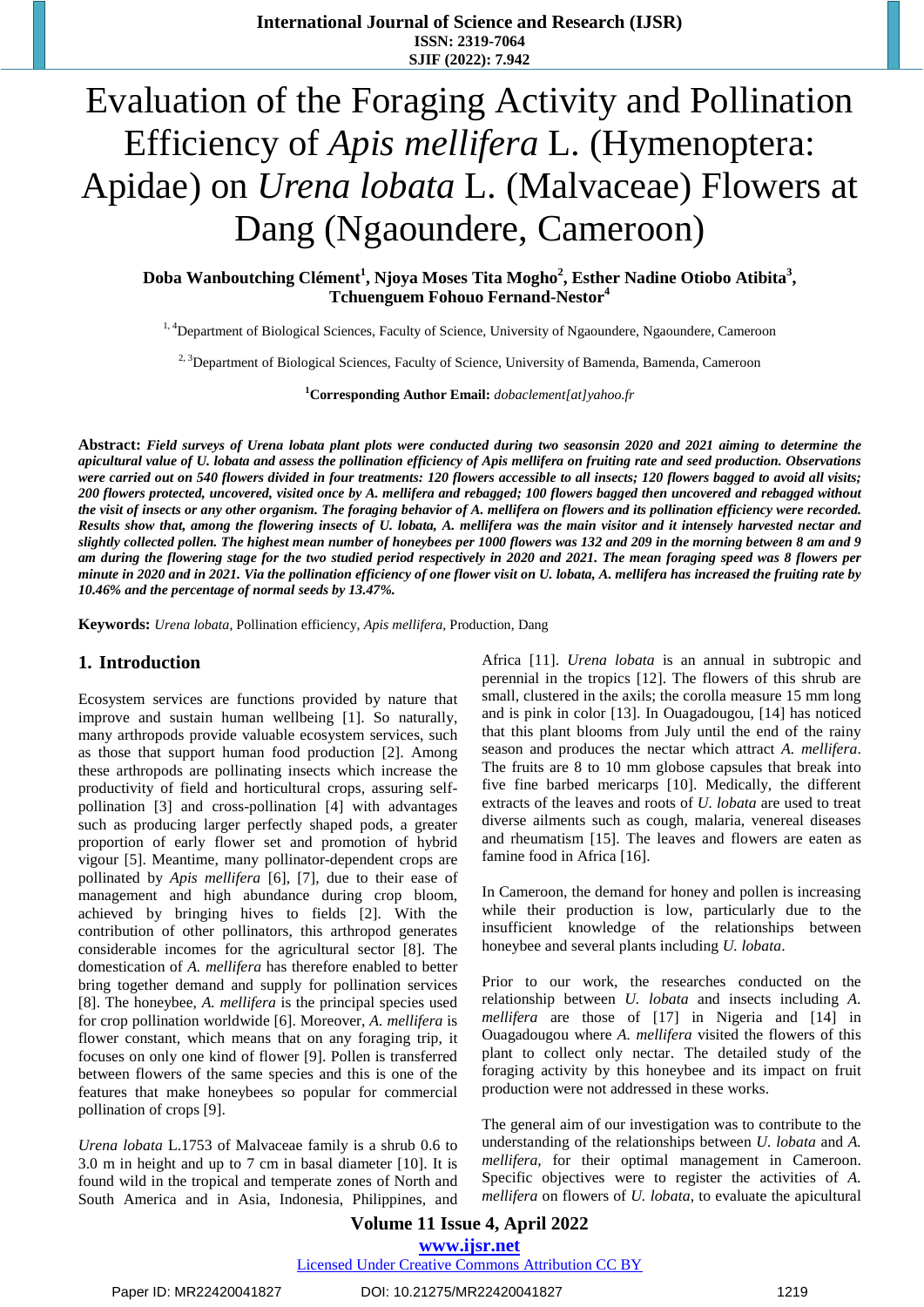# Evaluation of the Foraging Activity and Pollination Efficiency of *Apis mellifera* L. (Hymenoptera: Apidae) on *Urena lobata* L. (Malvaceae) Flowers at Dang (Ngaoundere, Cameroon)

**Doba Wanboutching Clément[1], Njoya Moses Tita Mogho[2], Esther Nadine Otiobo Atibita[3], Tchuenguem Fohouo Fernand-Nestor[4]**

[1, 4]Department of Biological Sciences, Faculty of Science, University of Ngaoundere, Ngaoundere, Cameroon

[2, 3]Department of Biological Sciences, Faculty of Science, University of Bamenda, Bamenda, Cameroon

[1]**Corresponding Author Email:** *dobaclement[at]yahoo.fr*

**Abstract:** ***Field surveys of Urena lobata plant plots were conducted during two seasonsin 2020 and 2021 aiming to determine the apicultural value of U. lobata and assess the pollination efficiency of Apis mellifera on fruiting rate and seed production. Observations were carried out on 540 flowers divided in four treatments: 120 flowers accessible to all insects; 120 flowers bagged to avoid all visits; 200 flowers protected, uncovered, visited once by A. mellifera and rebagged; 100 flowers bagged then uncovered and rebagged without the visit of insects or any other organism. The foraging behavior of A. mellifera on flowers and its pollination efficiency were recorded. Results show that, among the flowering insects of U. lobata, A. mellifera was the main visitor and it intensely harvested nectar and slightly collected pollen. The highest mean number of honeybees per 1000 flowers was 132 and 209 in the morning between 8 am and 9 am during the flowering stage for the two studied period respectively in 2020 and 2021. The mean foraging speed was 8 flowers per minute in 2020 and in 2021. Via the pollination efficiency of one flower visit on U. lobata, A. mellifera has increased the fruiting rate by 10.46% and the percentage of normal seeds by 13.47%.***

**Keywords:** *Urena lobata*, Pollination efficiency, *Apis mellifera*, Production, Dang

## 1. Introduction

Ecosystem services are functions provided by nature that improve and sustain human wellbeing [1]. So naturally, many arthropods provide valuable ecosystem services, such as those that support human food production [2]. Among these arthropods are pollinating insects which increase the productivity of field and horticultural crops, assuring self-pollination [3] and cross-pollination [4] with advantages such as producing larger perfectly shaped pods, a greater proportion of early flower set and promotion of hybrid vigour [5]. Meantime, many pollinator-dependent crops are pollinated by *Apis mellifera* [6], [7], due to their ease of management and high abundance during crop bloom, achieved by bringing hives to fields [2]. With the contribution of other pollinators, this arthropod generates considerable incomes for the agricultural sector [8]. The domestication of *A. mellifera* has therefore enabled to better bring together demand and supply for pollination services [8]. The honeybee, *A. mellifera* is the principal species used for crop pollination worldwide [6]. Moreover, *A. mellifera* is flower constant, which means that on any foraging trip, it focuses on only one kind of flower [9]. Pollen is transferred between flowers of the same species and this is one of the features that make honeybees so popular for commercial pollination of crops [9].

*Urena lobata* L.1753 of Malvaceae family is a shrub 0.6 to 3.0 m in height and up to 7 cm in basal diameter [10]. It is found wild in the tropical and temperate zones of North and South America and in Asia, Indonesia, Philippines, and Africa [11]. *Urena lobata* is an annual in subtropic and perennial in the tropics [12]. The flowers of this shrub are small, clustered in the axils; the corolla measure 15 mm long and is pink in color [13]. In Ouagadougou, [14] has noticed that this plant blooms from July until the end of the rainy season and produces the nectar which attract *A. mellifera*. The fruits are 8 to 10 mm globose capsules that break into five fine barbed mericarps [10]. Medically, the different extracts of the leaves and roots of *U. lobata* are used to treat diverse ailments such as cough, malaria, venereal diseases and rheumatism [15]. The leaves and flowers are eaten as famine food in Africa [16].

In Cameroon, the demand for honey and pollen is increasing while their production is low, particularly due to the insufficient knowledge of the relationships between honeybee and several plants including *U. lobata*.

Prior to our work, the researches conducted on the relationship between *U. lobata* and insects including *A. mellifera* are those of [17] in Nigeria and [14] in Ouagadougou where *A. mellifera* visited the flowers of this plant to collect only nectar. The detailed study of the foraging activity by this honeybee and its impact on fruit production were not addressed in these works.

The general aim of our investigation was to contribute to the understanding of the relationships between *U. lobata* and *A. mellifera*, for their optimal management in Cameroon. Specific objectives were to register the activities of *A. mellifera* on flowers of *U. lobata*, to evaluate the apicultural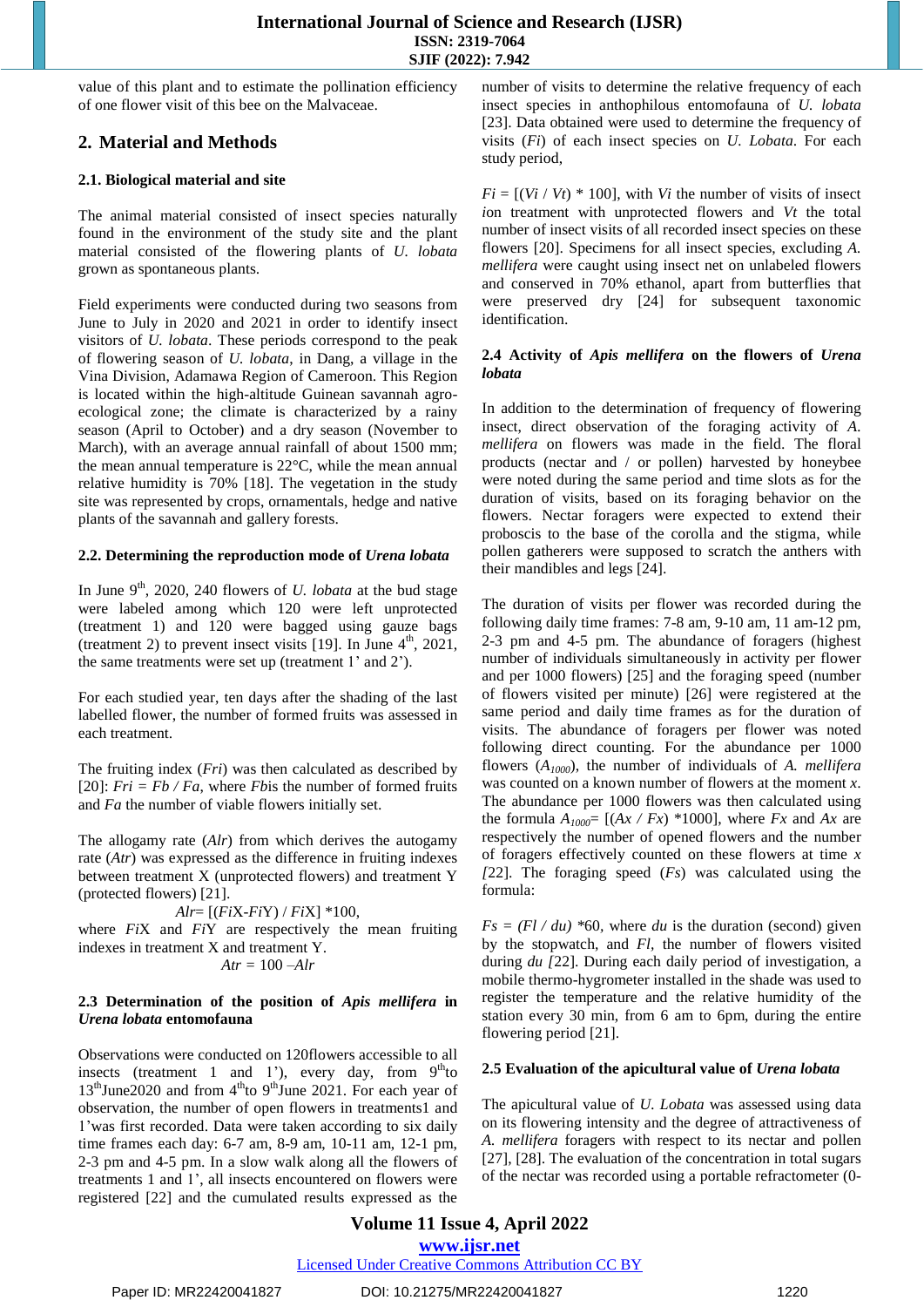value of this plant and to estimate the pollination efficiency of one flower visit of this bee on the Malvaceae.

## 2. Material and Methods

### 2.1. Biological material and site

The animal material consisted of insect species naturally found in the environment of the study site and the plant material consisted of the flowering plants of *U. lobata* grown as spontaneous plants.

Field experiments were conducted during two seasons from June to July in 2020 and 2021 in order to identify insect visitors of *U. lobata*. These periods correspond to the peak of flowering season of *U. lobata*, in Dang, a village in the Vina Division, Adamawa Region of Cameroon. This Region is located within the high-altitude Guinean savannah agro-ecological zone; the climate is characterized by a rainy season (April to October) and a dry season (November to March), with an average annual rainfall of about 1500 mm; the mean annual temperature is 22°C, while the mean annual relative humidity is 70% [18]. The vegetation in the study site was represented by crops, ornamentals, hedge and native plants of the savannah and gallery forests.

### 2.2. Determining the reproduction mode of *Urena lobata*

In June 9th, 2020, 240 flowers of *U. lobata* at the bud stage were labeled among which 120 were left unprotected (treatment 1) and 120 were bagged using gauze bags (treatment 2) to prevent insect visits [19]. In June 4th, 2021, the same treatments were set up (treatment 1' and 2').

For each studied year, ten days after the shading of the last labelled flower, the number of formed fruits was assessed in each treatment.

The fruiting index (*Fri*) was then calculated as described by [20]: $Fri = Fb / Fa$, where *Fb*is the number of formed fruits and *Fa* the number of viable flowers initially set.

The allogamy rate (*Alr*) from which derives the autogamy rate (*Atr*) was expressed as the difference in fruiting indexes between treatment X (unprotected flowers) and treatment Y (protected flowers) [21].

$$Alr = [(FiX - FiY) / FiX] * 100,$$

where *Fi*X and *Fi*Y are respectively the mean fruiting indexes in treatment X and treatment Y.

$$Atr = 100 - Alr$$

### 2.3 Determination of the position of *Apis mellifera* in *Urena lobata* entomofauna

Observations were conducted on 120flowers accessible to all insects (treatment 1 and 1'), every day, from 9th to 13thJune2020 and from 4thto 9thJune 2021. For each year of observation, the number of open flowers in treatments1 and 1'was first recorded. Data were taken according to six daily time frames each day: 6-7 am, 8-9 am, 10-11 am, 12-1 pm, 2-3 pm and 4-5 pm. In a slow walk along all the flowers of treatments 1 and 1', all insects encountered on flowers were registered [22] and the cumulated results expressed as the number of visits to determine the relative frequency of each insect species in anthophilous entomofauna of *U. lobata* [23]. Data obtained were used to determine the frequency of visits (*Fi*) of each insect species on *U. Lobata*. For each study period,

$Fi = [(Vi / Vt) * 100]$, with *Vi* the number of visits of insect *i*on treatment with unprotected flowers and *Vt* the total number of insect visits of all recorded insect species on these flowers [20]. Specimens for all insect species, excluding *A. mellifera* were caught using insect net on unlabeled flowers and conserved in 70% ethanol, apart from butterflies that were preserved dry [24] for subsequent taxonomic identification.

### 2.4 Activity of *Apis mellifera* on the flowers of *Urena lobata*

In addition to the determination of frequency of flowering insect, direct observation of the foraging activity of *A. mellifera* on flowers was made in the field. The floral products (nectar and / or pollen) harvested by honeybee were noted during the same period and time slots as for the duration of visits, based on its foraging behavior on the flowers. Nectar foragers were expected to extend their proboscis to the base of the corolla and the stigma, while pollen gatherers were supposed to scratch the anthers with their mandibles and legs [24].

The duration of visits per flower was recorded during the following daily time frames: 7-8 am, 9-10 am, 11 am-12 pm, 2-3 pm and 4-5 pm. The abundance of foragers (highest number of individuals simultaneously in activity per flower and per 1000 flowers) [25] and the foraging speed (number of flowers visited per minute) [26] were registered at the same period and daily time frames as for the duration of visits. The abundance of foragers per flower was noted following direct counting. For the abundance per 1000 flowers ($A_{1000}$), the number of individuals of *A. mellifera* was counted on a known number of flowers at the moment *x*. The abundance per 1000 flowers was then calculated using the formula $A_{1000} = [(Ax / Fx) * 1000]$, where *Fx* and *Ax* are respectively the number of opened flowers and the number of foragers effectively counted on these flowers at time *x* [22]. The foraging speed (*Fs*) was calculated using the formula:

$Fs = (Fl / du) * 60$, where *du* is the duration (second) given by the stopwatch, and *Fl*, the number of flowers visited during *du* [22]. During each daily period of investigation, a mobile thermo-hygrometer installed in the shade was used to register the temperature and the relative humidity of the station every 30 min, from 6 am to 6pm, during the entire flowering period [21].

### 2.5 Evaluation of the apicultural value of *Urena lobata*

The apicultural value of *U. Lobata* was assessed using data on its flowering intensity and the degree of attractiveness of *A. mellifera* foragers with respect to its nectar and pollen [27], [28]. The evaluation of the concentration in total sugars of the nectar was recorded using a portable refractometer (0-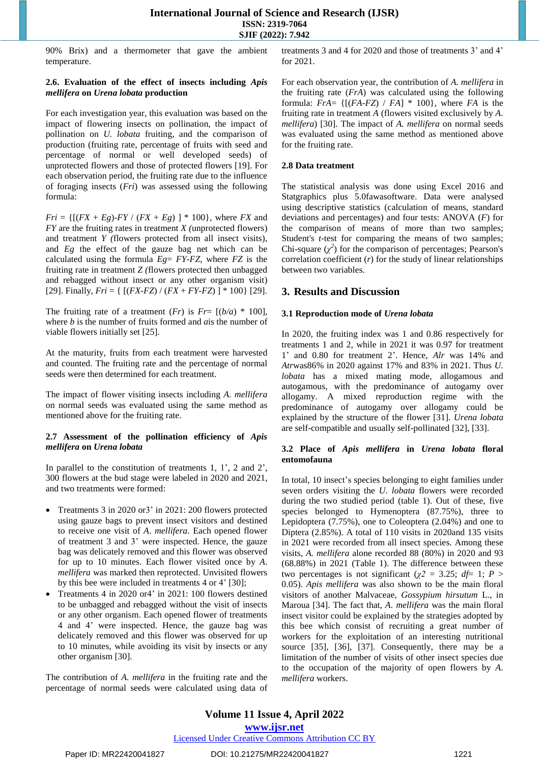90% Brix) and a thermometer that gave the ambient temperature.

### 2.6. Evaluation of the effect of insects including *Apis mellifera* on *Urena lobata* production

For each investigation year, this evaluation was based on the impact of flowering insects on pollination, the impact of pollination on *U. lobata* fruiting, and the comparison of production (fruiting rate, percentage of fruits with seed and percentage of normal or well developed seeds) of unprotected flowers and those of protected flowers [19]. For each observation period, the fruiting rate due to the influence of foraging insects (*Fri*) was assessed using the following formula:

$Fri = \{[(FX + Eg) - FY / (FX + Eg)] * 100\}$, where *FX* and *FY* are the fruiting rates in treatment *X* (unprotected flowers) and treatment *Y* (flowers protected from all insect visits), and *Eg* the effect of the gauze bag net which can be calculated using the formula $Eg = FY - FZ$, where *FZ* is the fruiting rate in treatment *Z* (flowers protected then unbagged and rebagged without insect or any other organism visit) [29]. Finally, $Fri = \{[(FX - FZ) / (FX + FY - FZ)] * 100\}$ [29].

The fruiting rate of a treatment (*Fr*) is $Fr = [(b/a) * 100]$, where *b* is the number of fruits formed and *a* is the number of viable flowers initially set [25].

At the maturity, fruits from each treatment were harvested and counted. The fruiting rate and the percentage of normal seeds were then determined for each treatment.

The impact of flower visiting insects including *A. mellifera* on normal seeds was evaluated using the same method as mentioned above for the fruiting rate.

### 2.7 Assessment of the pollination efficiency of *Apis mellifera* on *Urena lobata*

In parallel to the constitution of treatments 1, 1', 2 and 2', 300 flowers at the bud stage were labeled in 2020 and 2021, and two treatments were formed:

- Treatments 3 in 2020 or3' in 2021: 200 flowers protected using gauze bags to prevent insect visitors and destined to receive one visit of *A. mellifera*. Each opened flower of treatment 3 and 3' were inspected. Hence, the gauze bag was delicately removed and this flower was observed for up to 10 minutes. Each flower visited once by *A. mellifera* was marked then reprotected. Unvisited flowers by this bee were included in treatments 4 or 4' [30].
- Treatments 4 in 2020 or4' in 2021: 100 flowers destined to be unbagged and rebagged without the visit of insects or any other organism. Each opened flower of treatments 4 and 4' were inspected. Hence, the gauze bag was delicately removed and this flower was observed for up to 10 minutes, while avoiding its visit by insects or any other organism [30].

The contribution of *A. mellifera* in the fruiting rate and the percentage of normal seeds were calculated using data of treatments 3 and 4 for 2020 and those of treatments 3' and 4' for 2021.

For each observation year, the contribution of *A. mellifera* in the fruiting rate (*FrA*) was calculated using the following formula: $FrA = \{[(FA - FZ) / FA] * 100\}$, where *FA* is the fruiting rate in treatment *A* (flowers visited exclusively by *A. mellifera*) [30]. The impact of *A. mellifera* on normal seeds was evaluated using the same method as mentioned above for the fruiting rate.

### 2.8 Data treatment

The statistical analysis was done using Excel 2016 and Statgraphics plus 5.0fawasoftware. Data were analysed using descriptive statistics (calculation of means, standard deviations and percentages) and four tests: ANOVA (*F*) for the comparison of means more than two samples; Student's *t*-test for comparing the means of two samples; Chi-square ($\chi^2$) for the comparison of percentages; Pearson's correlation coefficient (*r*) for the study of linear relationships between two variables.

## 3. Results and Discussion

### 3.1 Reproduction mode of *Urena lobata*

In 2020, the fruiting index was 1 and 0.86 respectively for treatments 1 and 2, while in 2021 it was 0.97 for treatment 1' and 0.80 for treatment 2'. Hence, *Alr* was 14% and *Atr*was86% in 2020 against 17% and 83% in 2021. Thus *U. lobata* has a mixed mating mode, allogamous and autogamous, with the predominance of autogamy over allogamy. A mixed reproduction regime with the predominance of autogamy over allogamy could be explained by the structure of the flower [31]. *Urena lobata* are self-compatible and usually self-pollinated [32], [33].

### 3.2 Place of *Apis mellifera* in *Urena lobata* floral entomofauna

In total, 10 insect's species belonging to eight families under seven orders visiting the *U. lobata* flowers were recorded during the two studied period (table 1). Out of these, five species belonged to Hymenoptera (87.75%), three to Lepidoptera (7.75%), one to Coleoptera (2.04%) and one to Diptera (2.85%). A total of 110 visits in 2020and 135 visits in 2021 were recorded from all insect species. Among these visits, *A. mellifera* alone recorded 88 (80%) in 2020 and 93 (68.88%) in 2021 (Table 1). The difference between these two percentages is not significant ($\chi2 = 3.25$; $df = 1$; $P > 0.05$). *Apis mellifera* was also shown to be the main floral visitors of another Malvaceae, *Gossypium hirsutum* L., in Maroua [34]. The fact that, *A. mellifera* was the main floral insect visitor could be explained by the strategies adopted by this bee which consist of recruiting a great number of workers for the exploitation of an interesting nutritional source [35], [36], [37]. Consequently, there may be a limitation of the number of visits of other insect species due to the occupation of the majority of open flowers by *A. mellifera* workers.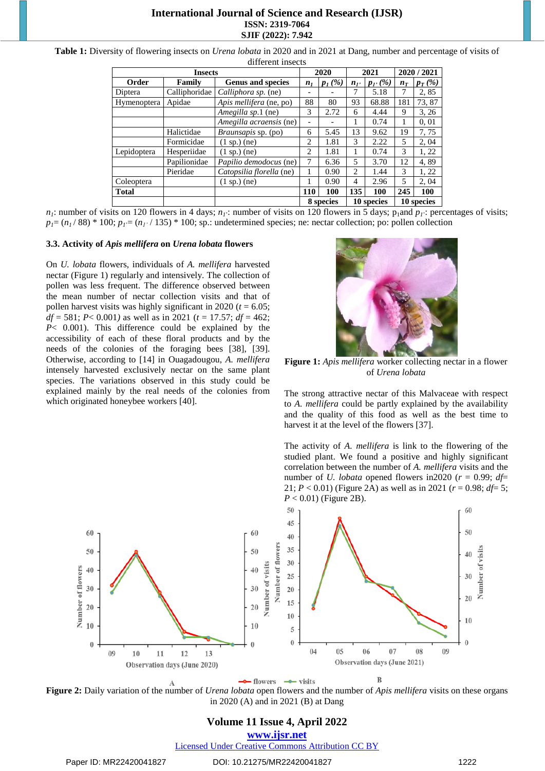**Table 1:** Diversity of flowering insects on *Urena lobata* in 2020 and in 2021 at Dang, number and percentage of visits of different insects

| Insects | | | 2020 | | 2021 | | 2020 / 2021 | |
|---|---|---|---|---|---|---|---|---|
| Order | Family | Genus and species | $n_1$ | $p_1$ (%) | $n_{1'}$ | $p_{1'}$ (%) | $n_T$ | $p_T$ (%) |
| Diptera | Calliphoridae | *Calliphora sp.* (ne) | - | - | 7 | 5.18 | 7 | 2, 85 |
| Hymenoptera | Apidae | *Apis mellifera* (ne, po) | 88 | 80 | 93 | 68.88 | 181 | 73, 87 |
| | | *Amegilla sp.*1 (ne) | 3 | 2.72 | 6 | 4.44 | 9 | 3, 26 |
| | | *Amegilla acraensis* (ne) | - | - | 1 | 0.74 | 1 | 0, 01 |
| | Halictidae | *Braunsapis* sp. (po) | 6 | 5.45 | 13 | 9.62 | 19 | 7, 75 |
| | Formicidae | (1 sp.) (ne) | 2 | 1.81 | 3 | 2.22 | 5 | 2, 04 |
| Lepidoptera | Hesperiidae | (1 sp.) (ne) | 2 | 1.81 | 1 | 0.74 | 3 | 1, 22 |
| | Papilionidae | *Papilio demodocus* (ne) | 7 | 6.36 | 5 | 3.70 | 12 | 4, 89 |
| | Pieridae | *Catopsilia florella* (ne) | 1 | 0.90 | 2 | 1.44 | 3 | 1, 22 |
| Coleoptera | | (1 sp.) (ne) | 1 | 0.90 | 4 | 2.96 | 5 | 2, 04 |
| **Total** | | | **110** | **100** | **135** | **100** | **245** | **100** |
| | | | **8 species** | | **10 species** | | **10 species** | |

$n_1$: number of visits on 120 flowers in 4 days; $n_{1'}$: number of visits on 120 flowers in 5 days; $p_1$ and $p_{1'}$: percentages of visits; $p_1 = (n_1 / 88) * 100$; $p_{1'} = (n_{1'} / 135) * 100$; sp.: undetermined species; ne: nectar collection; po: pollen collection

### 3.3. Activity of *Apis mellifera* on *Urena lobata* flowers

On *U. lobata* flowers, individuals of *A. mellifera* harvested nectar (Figure 1) regularly and intensively. The collection of pollen was less frequent. The difference observed between the mean number of nectar collection visits and that of pollen harvest visits was highly significant in 2020 ($t = 6.05$; $df = 581$; $P < 0.001$) as well as in 2021 ($t = 17.57$; $df = 462$; $P < 0.001$). This difference could be explained by the accessibility of each of these floral products and by the needs of the colonies of the foraging bees [38], [39]. Otherwise, according to [14] in Ouagadougou, *A. mellifera* intensely harvested exclusively nectar on the same plant species. The variations observed in this study could be explained mainly by the real needs of the colonies from which originated honeybee workers [40].

**Figure 1:** *Apis mellifera* worker collecting nectar in a flower of *Urena lobata*

The strong attractive nectar of this Malvaceae with respect to *A. mellifera* could be partly explained by the availability and the quality of this food as well as the best time to harvest it at the level of the flowers [37].

The activity of *A. mellifera* is link to the flowering of the studied plant. We found a positive and highly significant correlation between the number of *A. mellifera* visits and the number of *U. lobata* opened flowers in2020 ($r = 0.99$; $df = 21$; $P < 0.01$) (Figure 2A) as well as in 2021 ($r = 0.98$; $df = 5$; $P < 0.01$) (Figure 2B).

**Figure 2:** Daily variation of the number of *Urena lobata* open flowers and the number of *Apis mellifera* visits on these organs in 2020 (A) and in 2021 (B) at Dang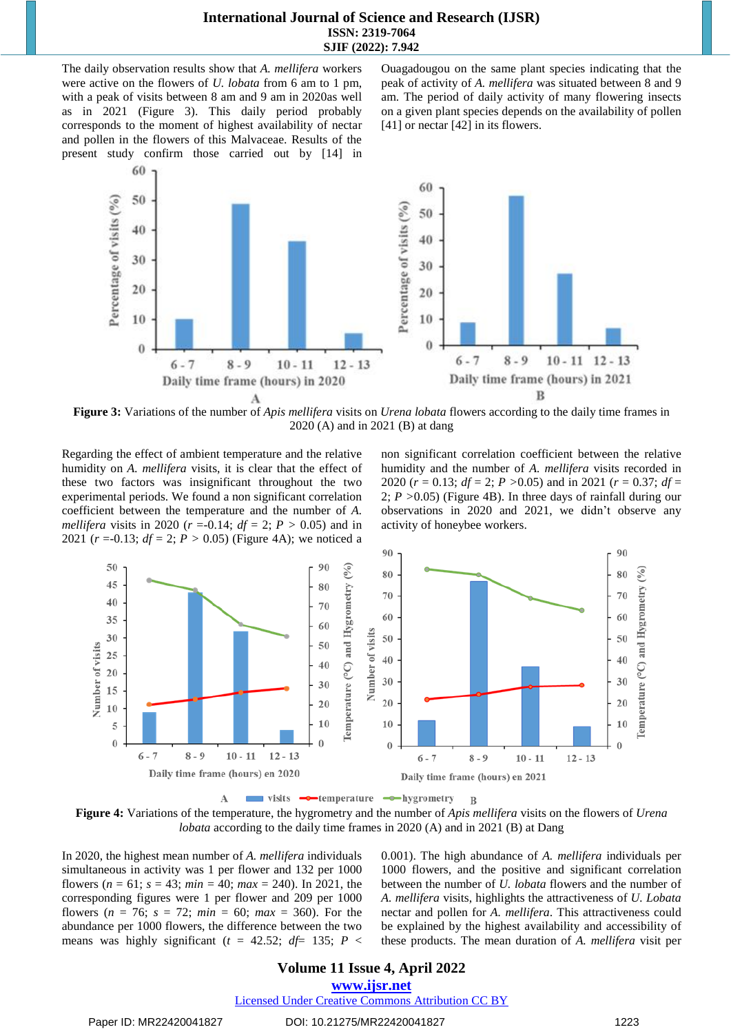The daily observation results show that *A. mellifera* workers were active on the flowers of *U. lobata* from 6 am to 1 pm, with a peak of visits between 8 am and 9 am in 2020as well as in 2021 (Figure 3). This daily period probably corresponds to the moment of highest availability of nectar and pollen in the flowers of this Malvaceae. Results of the present study confirm those carried out by [14] in Ouagadougou on the same plant species indicating that the peak of activity of *A. mellifera* was situated between 8 and 9 am. The period of daily activity of many flowering insects on a given plant species depends on the availability of pollen [41] or nectar [42] in its flowers.

**Figure 3:** Variations of the number of *Apis mellifera* visits on *Urena lobata* flowers according to the daily time frames in 2020 (A) and in 2021 (B) at dang

Regarding the effect of ambient temperature and the relative humidity on *A. mellifera* visits, it is clear that the effect of these two factors was insignificant throughout the two experimental periods. We found a non significant correlation coefficient between the temperature and the number of *A. mellifera* visits in 2020 ($r$ =-0.14; $df$ = 2; $P$ > 0.05) and in 2021 ($r$ =-0.13; $df$ = 2; $P$ > 0.05) (Figure 4A); we noticed a non significant correlation coefficient between the relative humidity and the number of *A. mellifera* visits recorded in 2020 ($r$ = 0.13; $df$ = 2; $P$ >0.05) and in 2021 ($r$ = 0.37; $df$ = 2; $P$ >0.05) (Figure 4B). In three days of rainfall during our observations in 2020 and 2021, we didn't observe any activity of honeybee workers.

**Figure 4:** Variations of the temperature, the hygrometry and the number of *Apis mellifera* visits on the flowers of *Urena lobata* according to the daily time frames in 2020 (A) and in 2021 (B) at Dang

In 2020, the highest mean number of *A. mellifera* individuals simultaneous in activity was 1 per flower and 132 per 1000 flowers ($n$ = 61; $s$ = 43; $min$ = 40; $max$ = 240). In 2021, the corresponding figures were 1 per flower and 209 per 1000 flowers ($n$ = 76; $s$ = 72; $min$ = 60; $max$ = 360). For the abundance per 1000 flowers, the difference between the two means was highly significant ($t$ = 42.52; $df$= 135; $P$ < 0.001). The high abundance of *A. mellifera* individuals per 1000 flowers, and the positive and significant correlation between the number of *U. lobata* flowers and the number of *A. mellifera* visits, highlights the attractiveness of *U. Lobata* nectar and pollen for *A. mellifera*. This attractiveness could be explained by the highest availability and accessibility of these products. The mean duration of *A. mellifera* visit per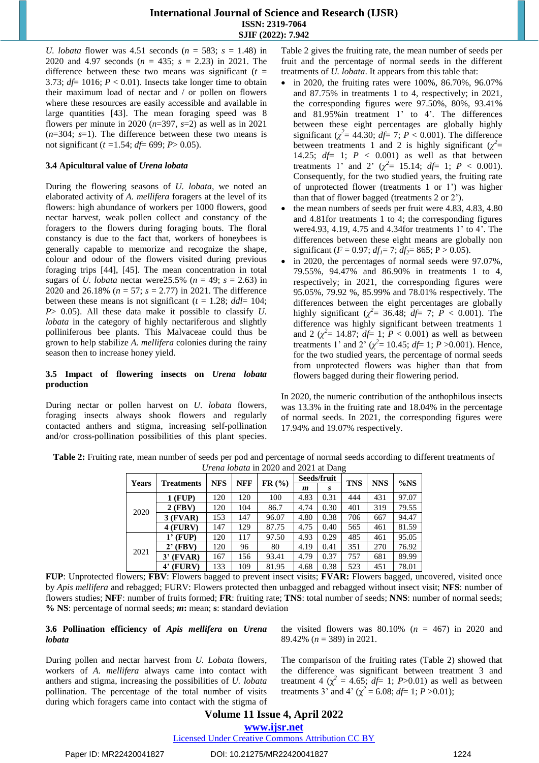*U. lobata* flower was 4.51 seconds ($n$ = 583; $s$ = 1.48) in 2020 and 4.97 seconds ($n$ = 435; $s$ = 2.23) in 2021. The difference between these two means was significant ($t$ = 3.73; $df$= 1016; $P$ < 0.01). Insects take longer time to obtain their maximum load of nectar and / or pollen on flowers where these resources are easily accessible and available in large quantities [43]. The mean foraging speed was 8 flowers per minute in 2020 ($n$=397, $s$=2) as well as in 2021 ($n$=304; $s$=1). The difference between these two means is not significant ($t$ =1.54; $df$= 699; $P$> 0.05).

### 3.4 Apicultural value of *Urena lobata*

During the flowering seasons of *U. lobata*, we noted an elaborated activity of *A. mellifera* foragers at the level of its flowers: high abundance of workers per 1000 flowers, good nectar harvest, weak pollen collect and constancy of the foragers to the flowers during foraging bouts. The floral constancy is due to the fact that, workers of honeybees is generally capable to memorize and recognize the shape, colour and odour of the flowers visited during previous foraging trips [44], [45]. The mean concentration in total sugars of *U. lobata* nectar were25.5% ($n$ = 49; $s$ = 2.63) in 2020 and 26.18% ($n$ = 57; $s$ = 2.77) in 2021. The difference between these means is not significant ($t$ = 1.28; $ddl$= 104; $P$> 0.05). All these data make it possible to classify *U. lobata* in the category of highly nectariferous and slightly polliniferous bee plants. This Malvaceae could thus be grown to help stabilize *A. mellifera* colonies during the rainy season then to increase honey yield.

### 3.5 Impact of flowering insects on *Urena lobata* production

During nectar or pollen harvest on *U. lobata* flowers, foraging insects always shook flowers and regularly contacted anthers and stigma, increasing self-pollination and/or cross-pollination possibilities of this plant species. Table 2 gives the fruiting rate, the mean number of seeds per fruit and the percentage of normal seeds in the different treatments of *U. lobata*. It appears from this table that:

- in 2020, the fruiting rates were 100%, 86.70%, 96.07% and 87.75% in treatments 1 to 4, respectively; in 2021, the corresponding figures were 97.50%, 80%, 93.41% and 81.95%in treatment 1' to 4'. The differences between these eight percentages are globally highly significant ($\chi^2$= 44.30; $df$= 7; $P$ < 0.001). The difference between treatments 1 and 2 is highly significant ($\chi^2$= 14.25; $df$= 1; $P$ < 0.001) as well as that between treatments 1' and 2' ($\chi^2$= 15.14; $df$= 1; $P$ < 0.001). Consequently, for the two studied years, the fruiting rate of unprotected flower (treatments 1 or 1') was higher than that of flower bagged (treatments 2 or 2').
- the mean numbers of seeds per fruit were 4.83, 4.83, 4.80 and 4.81for treatments 1 to 4; the corresponding figures were4.93, 4.19, 4.75 and 4.34for treatments 1' to 4'. The differences between these eight means are globally non significant ($F$ = 0.97; $df_1$= 7; $df_2$= 865; P > 0.05).
- in 2020, the percentages of normal seeds were 97.07%, 79.55%, 94.47% and 86.90% in treatments 1 to 4, respectively; in 2021, the corresponding figures were 95.05%, 79.92 %, 85.99% and 78.01% respectively. The differences between the eight percentages are globally highly significant ($\chi^2$= 36.48; $df$= 7; $P$ < 0.001). The difference was highly significant between treatments 1 and 2 ($\chi^2$= 14.87; $df$= 1; $P$ < 0.001) as well as between treatments 1' and 2' ($\chi^2$= 10.45; $df$= 1; $P$ >0.001). Hence, for the two studied years, the percentage of normal seeds from unprotected flowers was higher than that from flowers bagged during their flowering period.

In 2020, the numeric contribution of the anthophilous insects was 13.3% in the fruiting rate and 18.04% in the percentage of normal seeds. In 2021, the corresponding figures were 17.94% and 19.07% respectively.

**Table 2:** Fruiting rate, mean number of seeds per pod and percentage of normal seeds according to different treatments of *Urena lobata* in 2020 and 2021 at Dang

| Years | Treatments | NFS | NFF | FR (%) | Seeds/fruit | | TNS | NNS | %NS |
|---|---|---|---|---|---|---|---|---|---|
| | | | | | *m* | *s* | | | |
| 2020 | 1 (FUP) | 120 | 120 | 100 | 4.83 | 0.31 | 444 | 431 | 97.07 |
| | 2 (FBV) | 120 | 104 | 86.7 | 4.74 | 0.30 | 401 | 319 | 79.55 |
| | 3 (FVAR) | 153 | 147 | 96.07 | 4.80 | 0.38 | 706 | 667 | 94.47 |
| | 4 (FURV) | 147 | 129 | 87.75 | 4.75 | 0.40 | 565 | 461 | 81.59 |
| 2021 | 1' (FUP) | 120 | 117 | 97.50 | 4.93 | 0.29 | 485 | 461 | 95.05 |
| | 2' (FBV) | 120 | 96 | 80 | 4.19 | 0.41 | 351 | 270 | 76.92 |
| | 3' (FVAR) | 167 | 156 | 93.41 | 4.79 | 0.37 | 757 | 681 | 89.99 |
| | 4' (FURV) | 133 | 109 | 81.95 | 4.68 | 0.38 | 523 | 451 | 78.01 |

**FUP**: Unprotected flowers; **FBV**: Flowers bagged to prevent insect visits; **FVAR:** Flowers bagged, uncovered, visited once by *Apis mellifera* and rebagged; FURV: Flowers protected then unbagged and rebagged without insect visit; **NFS**: number of flowers studies; **NFF**: number of fruits formed; **FR**: fruiting rate; **TNS**: total number of seeds; **NNS**: number of normal seeds; **% NS**: percentage of normal seeds; ***m*:** mean; **s**: standard deviation

### 3.6 Pollination efficiency of *Apis mellifera* on *Urena lobata*

During pollen and nectar harvest from *U. Lobata* flowers, workers of *A. mellifera* always came into contact with anthers and stigma, increasing the possibilities of *U. lobata* pollination. The percentage of the total number of visits during which foragers came into contact with the stigma of the visited flowers was 80.10% ($n$ = 467) in 2020 and 89.42% ($n$ = 389) in 2021.

The comparison of the fruiting rates (Table 2) showed that the difference was significant between treatment 3 and treatment 4 ($\chi^2$ = 4.65; $df$= 1; $P$>0.01) as well as between treatments 3' and 4' ($\chi^2$ = 6.08; $df$= 1; $P$ >0.01);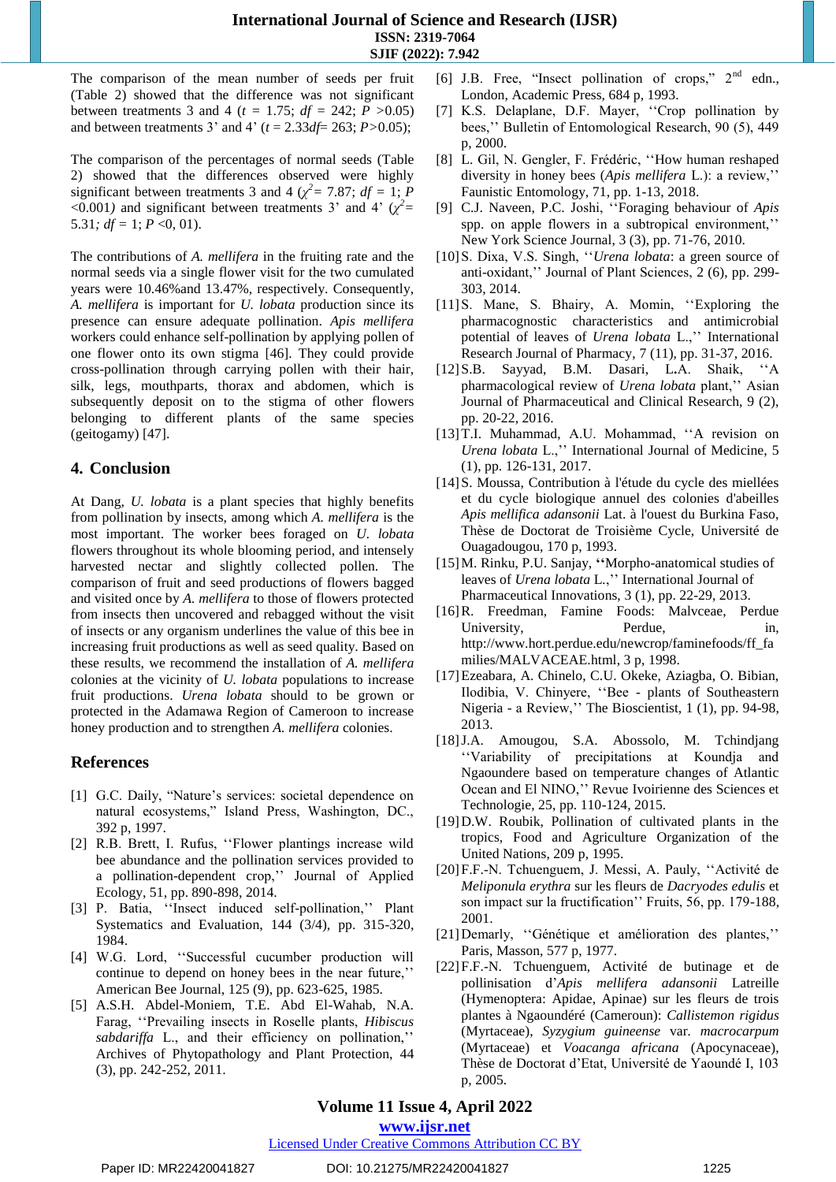The comparison of the mean number of seeds per fruit (Table 2) showed that the difference was not significant between treatments 3 and 4 ($t$ = 1.75; $df$ = 242; $P$ >0.05) and between treatments 3' and 4' ($t$ = 2.33$df$= 263; $P$>0.05);

The comparison of the percentages of normal seeds (Table 2) showed that the differences observed were highly significant between treatments 3 and 4 ($\chi^2$= 7.87; $df$ = 1; $P$ <0.001) and significant between treatments 3' and 4' ($\chi^2$= 5.31; $df$ = 1; $P$ <0, 01).

The contributions of *A. mellifera* in the fruiting rate and the normal seeds via a single flower visit for the two cumulated years were 10.46%and 13.47%, respectively. Consequently, *A. mellifera* is important for *U. lobata* production since its presence can ensure adequate pollination. *Apis mellifera* workers could enhance self-pollination by applying pollen of one flower onto its own stigma [46]. They could provide cross-pollination through carrying pollen with their hair, silk, legs, mouthparts, thorax and abdomen, which is subsequently deposit on to the stigma of other flowers belonging to different plants of the same species (geitogamy) [47].

## 4. Conclusion

At Dang, *U. lobata* is a plant species that highly benefits from pollination by insects, among which *A. mellifera* is the most important. The worker bees foraged on *U. lobata* flowers throughout its whole blooming period, and intensely harvested nectar and slightly collected pollen. The comparison of fruit and seed productions of flowers bagged and visited once by *A. mellifera* to those of flowers protected from insects then uncovered and rebagged without the visit of insects or any organism underlines the value of this bee in increasing fruit productions as well as seed quality. Based on these results, we recommend the installation of *A. mellifera* colonies at the vicinity of *U. lobata* populations to increase fruit productions. *Urena lobata* should to be grown or protected in the Adamawa Region of Cameroon to increase honey production and to strengthen *A. mellifera* colonies.

## References

[1] G.C. Daily, "Nature's services: societal dependence on natural ecosystems," Island Press, Washington, DC., 392 p, 1997.

[2] R.B. Brett, I. Rufus, ''Flower plantings increase wild bee abundance and the pollination services provided to a pollination-dependent crop,'' Journal of Applied Ecology, 51, pp. 890-898, 2014.

[3] P. Batia, ''Insect induced self-pollination,'' Plant Systematics and Evaluation, 144 (3/4), pp. 315-320, 1984.

[4] W.G. Lord, ''Successful cucumber production will continue to depend on honey bees in the near future,'' American Bee Journal, 125 (9), pp. 623-625, 1985.

[5] A.S.H. Abdel-Moniem, T.E. Abd El-Wahab, N.A. Farag, ''Prevailing insects in Roselle plants, *Hibiscus sabdariffa* L., and their efficiency on pollination,'' Archives of Phytopathology and Plant Protection, 44 (3), pp. 242-252, 2011.

[6] J.B. Free, "Insect pollination of crops," 2nd edn., London, Academic Press, 684 p, 1993.

[7] K.S. Delaplane, D.F. Mayer, ''Crop pollination by bees,'' Bulletin of Entomological Research, 90 (5), 449 p, 2000.

[8] L. Gil, N. Gengler, F. Frédéric, ''How human reshaped diversity in honey bees (*Apis mellifera* L.): a review,'' Faunistic Entomology, 71, pp. 1-13, 2018.

[9] C.J. Naveen, P.C. Joshi, ''Foraging behaviour of *Apis* spp. on apple flowers in a subtropical environment,'' New York Science Journal, 3 (3), pp. 71-76, 2010.

[10] S. Dixa, V.S. Singh, ''*Urena lobata*: a green source of anti-oxidant,'' Journal of Plant Sciences, 2 (6), pp. 299-303, 2014.

[11] S. Mane, S. Bhairy, A. Momin, ''Exploring the pharmacognostic characteristics and antimicrobial potential of leaves of *Urena lobata* L.,'' International Research Journal of Pharmacy, 7 (11), pp. 31-37, 2016.

[12] S.B. Sayyad, B.M. Dasari, L.A. Shaik, ''A pharmacological review of *Urena lobata* plant,'' Asian Journal of Pharmaceutical and Clinical Research, 9 (2), pp. 20-22, 2016.

[13] T.I. Muhammad, A.U. Mohammad, ''A revision on *Urena lobata* L.,'' International Journal of Medicine, 5 (1), pp. 126-131, 2017.

[14] S. Moussa, Contribution à l'étude du cycle des miellées et du cycle biologique annuel des colonies d'abeilles *Apis mellifica adansonii* Lat. à l'ouest du Burkina Faso, Thèse de Doctorat de Troisième Cycle, Université de Ouagadougou, 170 p, 1993.

[15] M. Rinku, P.U. Sanjay, ''Morpho-anatomical studies of leaves of *Urena lobata* L.,'' International Journal of Pharmaceutical Innovations, 3 (1), pp. 22-29, 2013.

[16] R. Freedman, Famine Foods: Malvceae, Perdue University, Perdue, in, http://www.hort.perdue.edu/newcrop/faminefoods/ff_famil ies/MALVACEAE.html, 3 p, 1998.

[17] Ezeabara, A. Chinelo, C.U. Okeke, Aziagba, O. Bibian, Ilodibia, V. Chinyere, ''Bee - plants of Southeastern Nigeria - a Review,'' The Bioscientist, 1 (1), pp. 94-98, 2013.

[18] J.A. Amougou, S.A. Abossolo, M. Tchindjang ''Variability of precipitations at Koundja and Ngaoundere based on temperature changes of Atlantic Ocean and El NINO,'' Revue Ivoirienne des Sciences et Technologie, 25, pp. 110-124, 2015.

[19] D.W. Roubik, Pollination of cultivated plants in the tropics, Food and Agriculture Organization of the United Nations, 209 p, 1995.

[20] F.F.-N. Tchuenguem, J. Messi, A. Pauly, ''Activité de *Meliponula erythra* sur les fleurs de *Dacryodes edulis* et son impact sur la fructification'' Fruits, 56, pp. 179-188, 2001.

[21] Demarly, ''Génétique et amélioration des plantes,'' Paris, Masson, 577 p, 1977.

[22] F.F.-N. Tchuenguem, Activité de butinage et de pollinisation d'*Apis mellifera adansonii* Latreille (Hymenoptera: Apidae, Apinae) sur les fleurs de trois plantes à Ngaoundéré (Cameroun): *Callistemon rigidus* (Myrtaceae), *Syzygium guineense* var. *macrocarpum* (Myrtaceae) et *Voacanga africana* (Apocynaceae), Thèse de Doctorat d'Etat, Université de Yaoundé I, 103 p, 2005.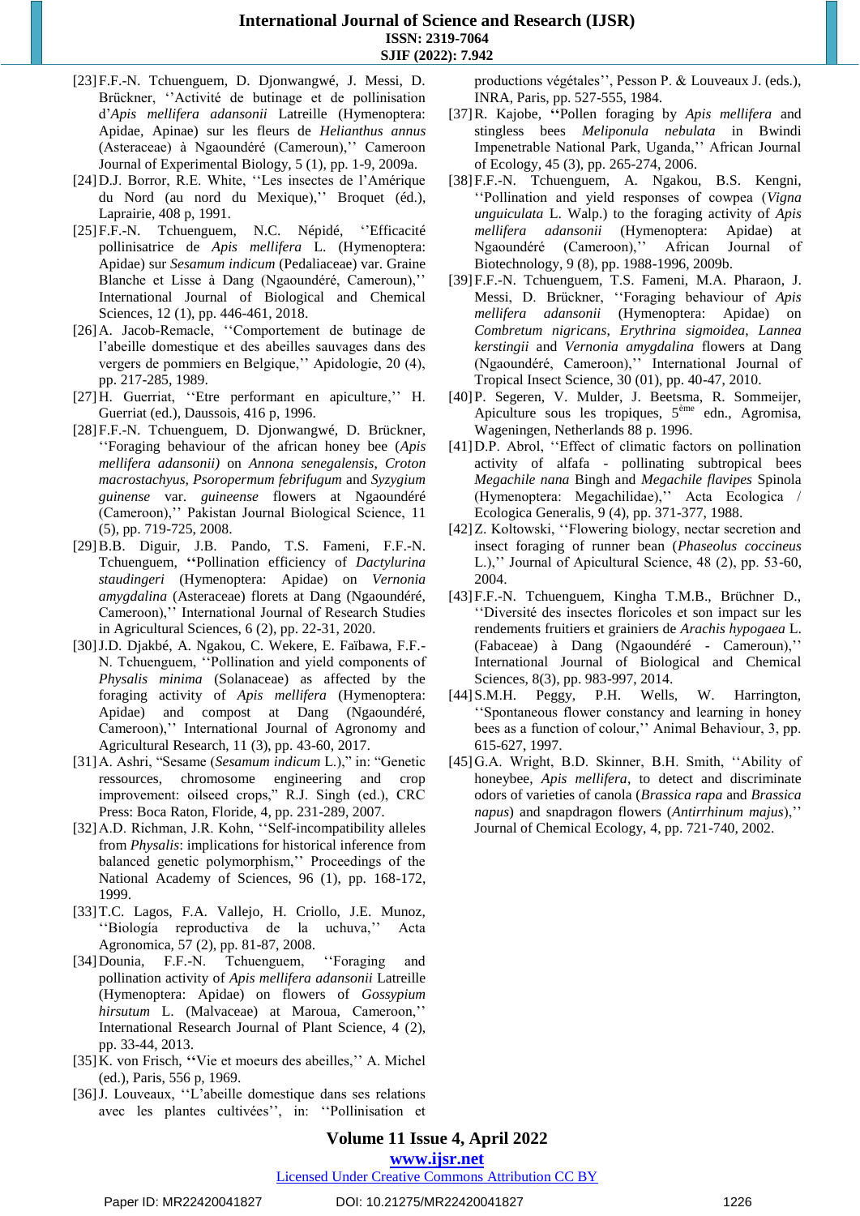[23] F.F.-N. Tchuenguem, D. Djonwangwé, J. Messi, D. Brückner, ''Activité de butinage et de pollinisation d'*Apis mellifera adansonii* Latreille (Hymenoptera: Apidae, Apinae) sur les fleurs de *Helianthus annus* (Asteraceae) à Ngaoundéré (Cameroun),'' Cameroon Journal of Experimental Biology, 5 (1), pp. 1-9, 2009a.

[24] D.J. Borror, R.E. White, ''Les insectes de l'Amérique du Nord (au nord du Mexique),'' Broquet (éd.), Laprairie, 408 p, 1991.

[25] F.F.-N. Tchuenguem, N.C. Népidé, ''Efficacité pollinisatrice de *Apis mellifera* L. (Hymenoptera: Apidae) sur *Sesamum indicum* (Pedaliaceae) var. Graine Blanche et Lisse à Dang (Ngaoundéré, Cameroun),'' International Journal of Biological and Chemical Sciences, 12 (1), pp. 446-461, 2018.

[26] A. Jacob-Remacle, ''Comportement de butinage de l'abeille domestique et des abeilles sauvages dans des vergers de pommiers en Belgique,'' Apidologie, 20 (4), pp. 217-285, 1989.

[27] H. Guerriat, ''Etre performant en apiculture,'' H. Guerriat (ed.), Daussois, 416 p, 1996.

[28] F.F.-N. Tchuenguem, D. Djonwangwé, D. Brückner, ''Foraging behaviour of the african honey bee (*Apis mellifera adansonii)* on *Annona senegalensis*, *Croton macrostachyus*, *Psorospermum febrifugum* and *Syzygium guinense* var. *guineense* flowers at Ngaoundéré (Cameroon),'' Pakistan Journal Biological Science, 11 (5), pp. 719-725, 2008.

[29] B.B. Diguir, J.B. Pando, T.S. Fameni, F.F.-N. Tchuenguem, **''**Pollination efficiency of *Dactylurina staudingeri* (Hymenoptera: Apidae) on *Vernonia amygdalina* (Asteraceae) florets at Dang (Ngaoundéré, Cameroon),'' International Journal of Research Studies in Agricultural Sciences, 6 (2), pp. 22-31, 2020.

[30] J.D. Djakbé, A. Ngakou, C. Wekere, E. Faïbawa, F.F.-N. Tchuenguem, ''Pollination and yield components of *Physalis minima* (Solanaceae) as affected by the foraging activity of *Apis mellifera* (Hymenoptera: Apidae) and compost at Dang (Ngaoundéré, Cameroon),'' International Journal of Agronomy and Agricultural Research, 11 (3), pp. 43-60, 2017.

[31] A. Ashri, "Sesame (*Sesamum indicum* L.)," in: "Genetic ressources, chromosome engineering and crop improvement: oilseed crops," R.J. Singh (ed.), CRC Press: Boca Raton, Floride, 4, pp. 231-289, 2007.

[32] A.D. Richman, J.R. Kohn, ''Self-incompatibility alleles from *Physalis*: implications for historical inference from balanced genetic polymorphism,'' Proceedings of the National Academy of Sciences, 96 (1), pp. 168-172, 1999.

[33] T.C. Lagos, F.A. Vallejo, H. Criollo, J.E. Munoz, ''Biología reproductiva de la uchuva,'' Acta Agronomica, 57 (2), pp. 81-87, 2008.

[34] Dounia, F.F.-N. Tchuenguem, ''Foraging and pollination activity of *Apis mellifera adansonii* Latreille (Hymenoptera: Apidae) on flowers of *Gossypium hirsutum* L. (Malvaceae) at Maroua, Cameroon,'' International Research Journal of Plant Science, 4 (2), pp. 33-44, 2013.

[35] K. von Frisch, **''**Vie et moeurs des abeilles,'' A. Michel (ed.), Paris, 556 p, 1969.

[36] J. Louveaux, ''L'abeille domestique dans ses relations avec les plantes cultivées'', in: ''Pollinisation et productions végétales'', Pesson P. & Louveaux J. (eds.), INRA, Paris, pp. 527-555, 1984.

[37] R. Kajobe, **''**Pollen foraging by *Apis mellifera* and stingless bees *Meliponula nebulata* in Bwindi Impenetrable National Park, Uganda,'' African Journal of Ecology, 45 (3), pp. 265-274, 2006.

[38] F.F.-N. Tchuenguem, A. Ngakou, B.S. Kengni, ''Pollination and yield responses of cowpea (*Vigna unguiculata* L. Walp.) to the foraging activity of *Apis mellifera adansonii* (Hymenoptera: Apidae) at Ngaoundéré (Cameroon),'' African Journal of Biotechnology, 9 (8), pp. 1988-1996, 2009b.

[39] F.F.-N. Tchuenguem, T.S. Fameni, M.A. Pharaon, J. Messi, D. Brückner, ''Foraging behaviour of *Apis mellifera adansonii* (Hymenoptera: Apidae) on *Combretum nigricans*, *Erythrina sigmoidea*, *Lannea kerstingii* and *Vernonia amygdalina* flowers at Dang (Ngaoundéré, Cameroon),'' International Journal of Tropical Insect Science, 30 (01), pp. 40-47, 2010.

[40] P. Segeren, V. Mulder, J. Beetsma, R. Sommeijer, Apiculture sous les tropiques, 5ème edn., Agromisa, Wageningen, Netherlands 88 p. 1996.

[41] D.P. Abrol, ''Effect of climatic factors on pollination activity of alfafa - pollinating subtropical bees *Megachile nana* Bingh and *Megachile flavipes* Spinola (Hymenoptera: Megachilidae),'' Acta Ecologica / Ecologica Generalis, 9 (4), pp. 371-377, 1988.

[42] Z. Koltowski, ''Flowering biology, nectar secretion and insect foraging of runner bean (*Phaseolus coccineus* L.),'' Journal of Apicultural Science, 48 (2), pp. 53-60, 2004.

[43] F.F.-N. Tchuenguem, Kingha T.M.B., Brüchner D., ''Diversité des insectes floricoles et son impact sur les rendements fruitiers et grainiers de *Arachis hypogaea* L. (Fabaceae) à Dang (Ngaoundéré - Cameroun),'' International Journal of Biological and Chemical Sciences, 8(3), pp. 983-997, 2014.

[44] S.M.H. Peggy, P.H. Wells, W. Harrington, ''Spontaneous flower constancy and learning in honey bees as a function of colour,'' Animal Behaviour, 3, pp. 615-627, 1997.

[45] G.A. Wright, B.D. Skinner, B.H. Smith, ''Ability of honeybee, *Apis mellifera*, to detect and discriminate odors of varieties of canola (*Brassica rapa* and *Brassica napus*) and snapdragon flowers (*Antirrhinum majus*),'' Journal of Chemical Ecology, 4, pp. 721-740, 2002.